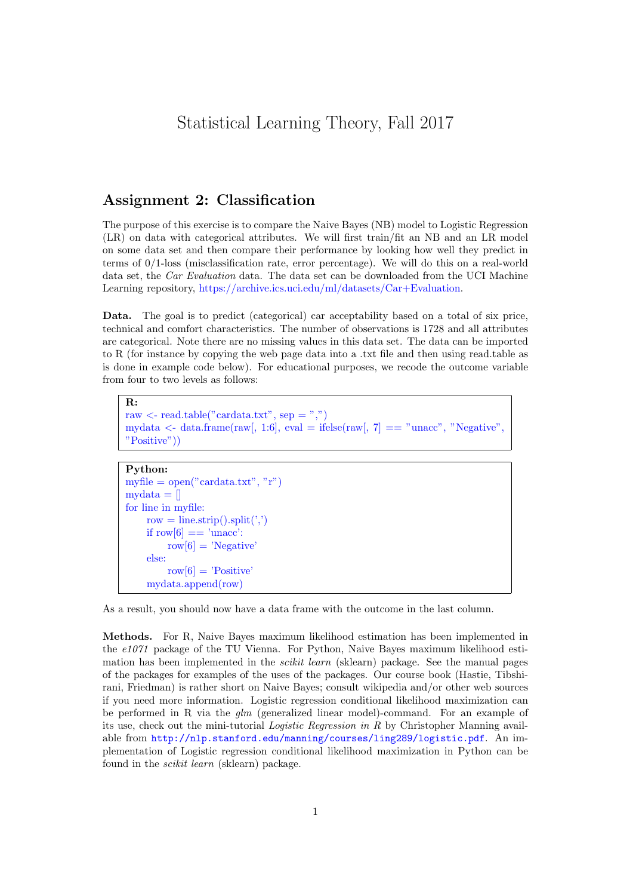# Statistical Learning Theory, Fall 2017

## Assignment 2: Classification

The purpose of this exercise is to compare the Naive Bayes (NB) model to Logistic Regression (LR) on data with categorical attributes. We will first train/fit an NB and an LR model on some data set and then compare their performance by looking how well they predict in terms of 0/1-loss (misclassification rate, error percentage). We will do this on a real-world data set, the *Car Evaluation* data. The data set can be downloaded from the UCI Machine Learning repository, https://archive.ics.uci.edu/ml/datasets/Car+Evaluation.

**Data.** The goal is to predict (categorical) car acceptability based on a total of six price, technical and comfort characteristics. The number of observations is 1728 and all attributes are categorical. Note there are no missing values in this data set. The data can be imported to R (for instance by copying the web page data into a .txt file and then using read.table as is done in example code below). For educational purposes, we recode the outcome variable from four to two levels as follows:

**R:**
```
raw <- read.table("cardata.txt", sep = ",")
mydata <- data.frame(raw[, 1:6], eval = ifelse(raw[, 7] == "unacc", "Negative",
"Positive"))
```

**Python:**
```
myfile = open("cardata.txt", "r")
mydata = []
for line in myfile:
    row = line.strip().split(',')
    if row[6] == 'unacc':
        row[6] = 'Negative'
    else:
        row[6] = 'Positive'
    mydata.append(row)
```

As a result, you should now have a data frame with the outcome in the last column.

**Methods.** For R, Naive Bayes maximum likelihood estimation has been implemented in the *e1071* package of the TU Vienna. For Python, Naive Bayes maximum likelihood estimation has been implemented in the *scikit learn* (sklearn) package. See the manual pages of the packages for examples of the uses of the packages. Our course book (Hastie, Tibshirani, Friedman) is rather short on Naive Bayes; consult wikipedia and/or other web sources if you need more information. Logistic regression conditional likelihood maximization can be performed in R via the *glm* (generalized linear model)-command. For an example of its use, check out the mini-tutorial *Logistic Regression in R* by Christopher Manning available from `http://nlp.stanford.edu/manning/courses/ling289/logistic.pdf`. An implementation of Logistic regression conditional likelihood maximization in Python can be found in the *scikit learn* (sklearn) package.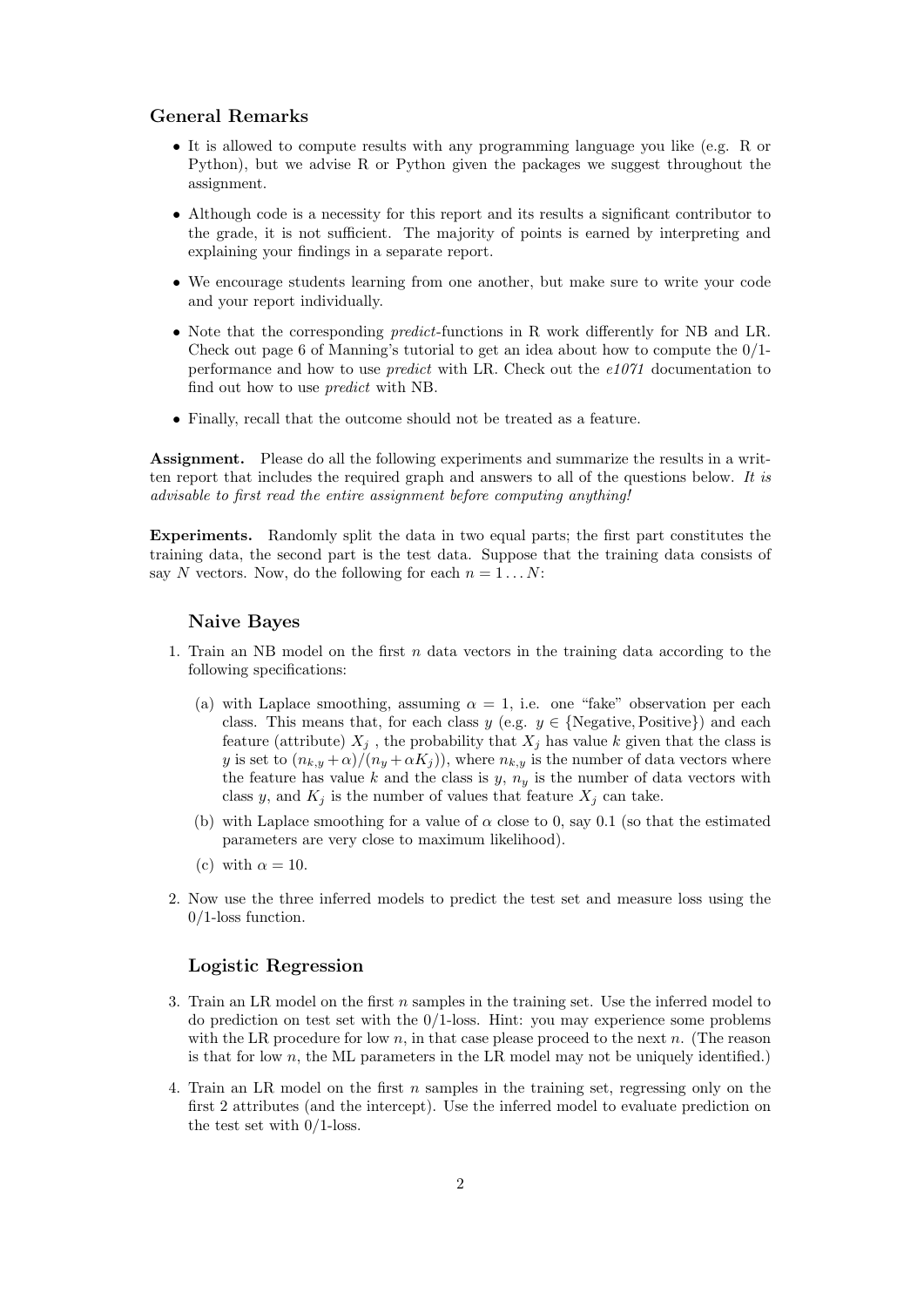### General Remarks

- It is allowed to compute results with any programming language you like (e.g. R or Python), but we advise R or Python given the packages we suggest throughout the assignment.
- Although code is a necessity for this report and its results a significant contributor to the grade, it is not sufficient. The majority of points is earned by interpreting and explaining your findings in a separate report.
- We encourage students learning from one another, but make sure to write your code and your report individually.
- Note that the corresponding *predict*-functions in R work differently for NB and LR. Check out page 6 of Manning's tutorial to get an idea about how to compute the 0/1-performance and how to use *predict* with LR. Check out the *e1071* documentation to find out how to use *predict* with NB.
- Finally, recall that the outcome should not be treated as a feature.

**Assignment.** Please do all the following experiments and summarize the results in a written report that includes the required graph and answers to all of the questions below. *It is advisable to first read the entire assignment before computing anything!*

**Experiments.** Randomly split the data in two equal parts; the first part constitutes the training data, the second part is the test data. Suppose that the training data consists of say $N$ vectors. Now, do the following for each $n = 1 \dots N$:

#### Naive Bayes

1. Train an NB model on the first $n$ data vectors in the training data according to the following specifications:
   (a) with Laplace smoothing, assuming $\alpha = 1$, i.e. one "fake" observation per each class. This means that, for each class $y$ (e.g. $y \in \{\text{Negative}, \text{Positive}\}$) and each feature (attribute) $X_j$ , the probability that $X_j$ has value $k$ given that the class is $y$ is set to $(n_{k,y} + \alpha)/(n_y + \alpha K_j))$, where $n_{k,y}$ is the number of data vectors where the feature has value $k$ and the class is $y$, $n_y$ is the number of data vectors with class $y$, and $K_j$ is the number of values that feature $X_j$ can take.
   (b) with Laplace smoothing for a value of $\alpha$ close to 0, say 0.1 (so that the estimated parameters are very close to maximum likelihood).
   (c) with $\alpha = 10$.
2. Now use the three inferred models to predict the test set and measure loss using the 0/1-loss function.

#### Logistic Regression

3. Train an LR model on the first $n$ samples in the training set. Use the inferred model to do prediction on test set with the 0/1-loss. Hint: you may experience some problems with the LR procedure for low $n$, in that case please proceed to the next $n$. (The reason is that for low $n$, the ML parameters in the LR model may not be uniquely identified.)
4. Train an LR model on the first $n$ samples in the training set, regressing only on the first 2 attributes (and the intercept). Use the inferred model to evaluate prediction on the test set with 0/1-loss.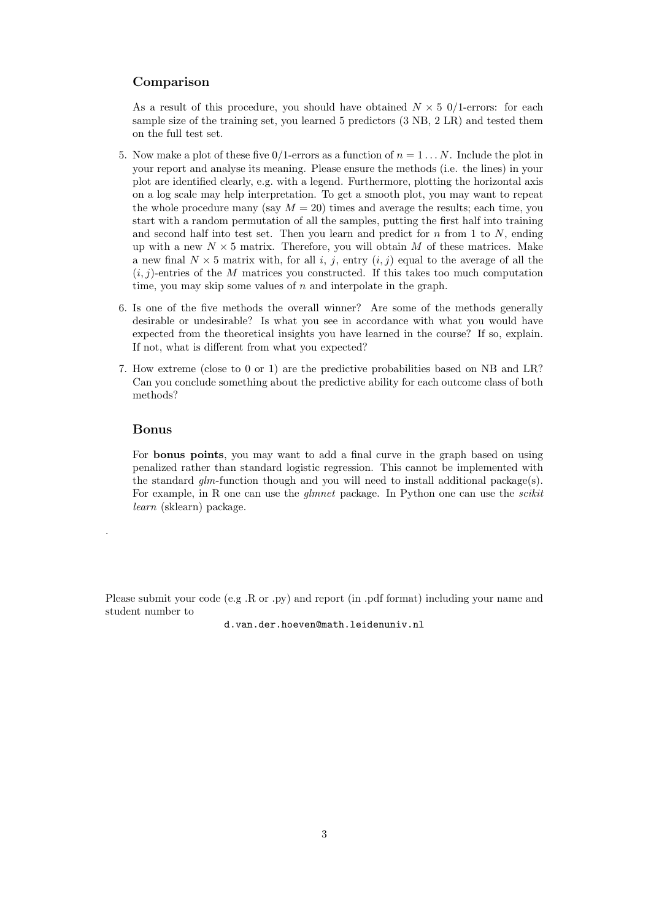## Comparison

As a result of this procedure, you should have obtained $N \times 5$ 0/1-errors: for each sample size of the training set, you learned 5 predictors (3 NB, 2 LR) and tested them on the full test set.

5. Now make a plot of these five 0/1-errors as a function of $n = 1 \ldots N$. Include the plot in your report and analyse its meaning. Please ensure the methods (i.e. the lines) in your plot are identified clearly, e.g. with a legend. Furthermore, plotting the horizontal axis on a log scale may help interpretation. To get a smooth plot, you may want to repeat the whole procedure many (say $M = 20$) times and average the results; each time, you start with a random permutation of all the samples, putting the first half into training and second half into test set. Then you learn and predict for $n$ from 1 to $N$, ending up with a new $N \times 5$ matrix. Therefore, you will obtain $M$ of these matrices. Make a new final $N \times 5$ matrix with, for all $i$, $j$, entry $(i, j)$ equal to the average of all the $(i, j)$-entries of the $M$ matrices you constructed. If this takes too much computation time, you may skip some values of $n$ and interpolate in the graph.

6. Is one of the five methods the overall winner? Are some of the methods generally desirable or undesirable? Is what you see in accordance with what you would have expected from the theoretical insights you have learned in the course? If so, explain. If not, what is different from what you expected?

7. How extreme (close to 0 or 1) are the predictive probabilities based on NB and LR? Can you conclude something about the predictive ability for each outcome class of both methods?

## Bonus

For **bonus points**, you may want to add a final curve in the graph based on using penalized rather than standard logistic regression. This cannot be implemented with the standard *glm*-function though and you will need to install additional package(s). For example, in R one can use the *glmnet* package. In Python one can use the *scikit learn* (sklearn) package.

.

Please submit your code (e.g .R or .py) and report (in .pdf format) including your name and student number to

`d.van.der.hoeven@math.leidenuniv.nl`